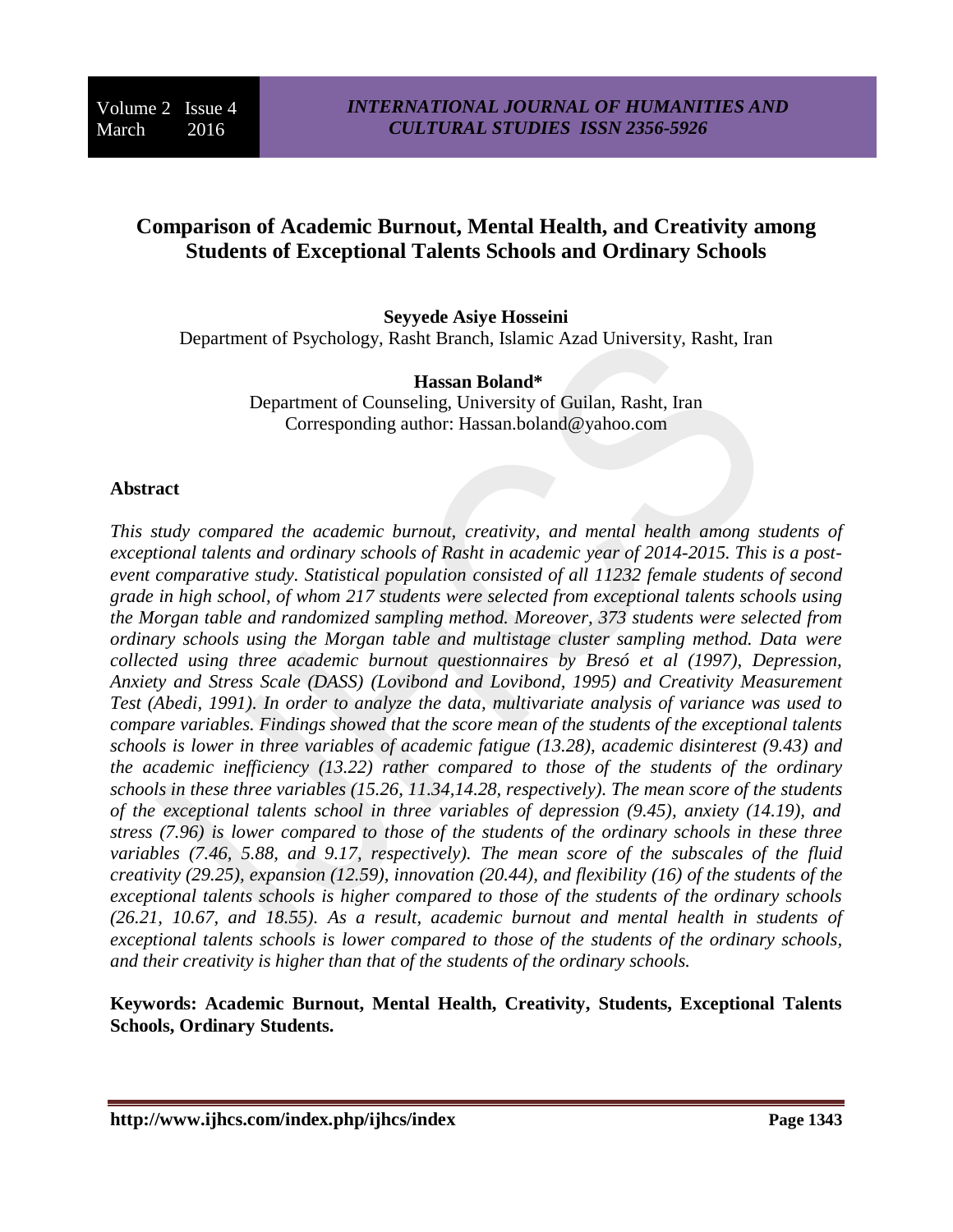# Comparison of Academic Burnout, Mental Health, and Creativity among Students of Exceptional Talents Schools and Ordinary Schools

**Seyyede Asiye Hosseini**

Department of Psychology, Rasht Branch, Islamic Azad University, Rasht, Iran

**Hassan Boland***

Department of Counseling, University of Guilan, Rasht, Iran

Corresponding author: Hassan.boland@yahoo.com

## Abstract

*This study compared the academic burnout, creativity, and mental health among students of exceptional talents and ordinary schools of Rasht in academic year of 2014-2015. This is a post-event comparative study. Statistical population consisted of all 11232 female students of second grade in high school, of whom 217 students were selected from exceptional talents schools using the Morgan table and randomized sampling method. Moreover, 373 students were selected from ordinary schools using the Morgan table and multistage cluster sampling method. Data were collected using three academic burnout questionnaires by Bresó et al (1997), Depression, Anxiety and Stress Scale (DASS) (Lovibond and Lovibond, 1995) and Creativity Measurement Test (Abedi, 1991). In order to analyze the data, multivariate analysis of variance was used to compare variables. Findings showed that the score mean of the students of the exceptional talents schools is lower in three variables of academic fatigue (13.28), academic disinterest (9.43) and the academic inefficiency (13.22) rather compared to those of the students of the ordinary schools in these three variables (15.26, 11.34,14.28, respectively). The mean score of the students of the exceptional talents school in three variables of depression (9.45), anxiety (14.19), and stress (7.96) is lower compared to those of the students of the ordinary schools in these three variables (7.46, 5.88, and 9.17, respectively). The mean score of the subscales of the fluid creativity (29.25), expansion (12.59), innovation (20.44), and flexibility (16) of the students of the exceptional talents schools is higher compared to those of the students of the ordinary schools (26.21, 10.67, and 18.55). As a result, academic burnout and mental health in students of exceptional talents schools is lower compared to those of the students of the ordinary schools, and their creativity is higher than that of the students of the ordinary schools.*

**Keywords: Academic Burnout, Mental Health, Creativity, Students, Exceptional Talents Schools, Ordinary Students.**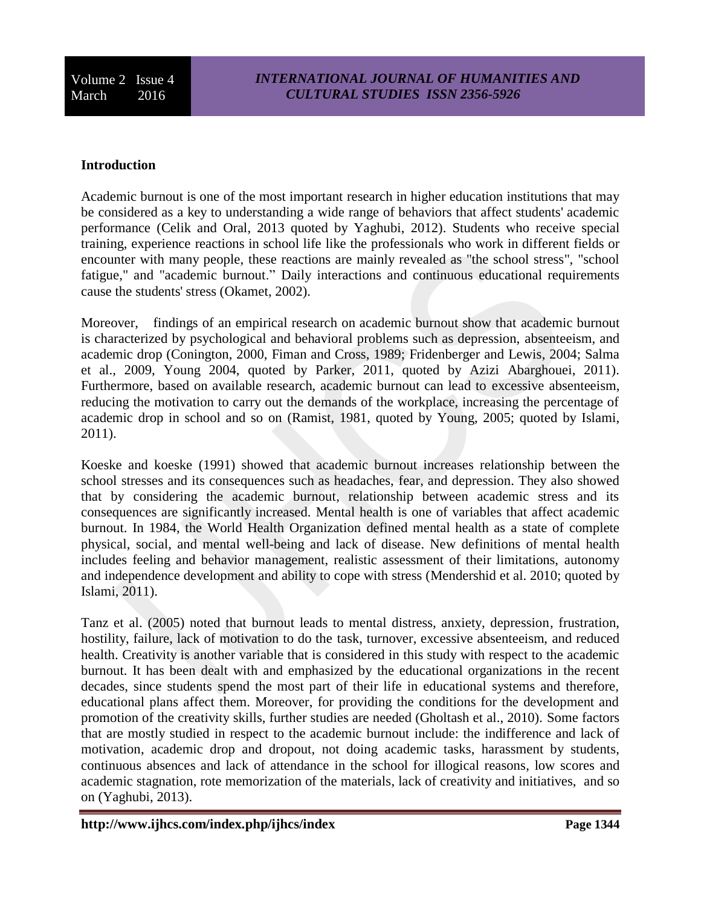**Introduction**

Academic burnout is one of the most important research in higher education institutions that may be considered as a key to understanding a wide range of behaviors that affect students' academic performance (Celik and Oral, 2013 quoted by Yaghubi, 2012). Students who receive special training, experience reactions in school life like the professionals who work in different fields or encounter with many people, these reactions are mainly revealed as "the school stress", "school fatigue," and "academic burnout." Daily interactions and continuous educational requirements cause the students' stress (Okamet, 2002).

Moreover, findings of an empirical research on academic burnout show that academic burnout is characterized by psychological and behavioral problems such as depression, absenteeism, and academic drop (Conington, 2000, Fiman and Cross, 1989; Fridenberger and Lewis, 2004; Salma et al., 2009, Young 2004, quoted by Parker, 2011, quoted by Azizi Abarghouei, 2011). Furthermore, based on available research, academic burnout can lead to excessive absenteeism, reducing the motivation to carry out the demands of the workplace, increasing the percentage of academic drop in school and so on (Ramist, 1981, quoted by Young, 2005; quoted by Islami, 2011).

Koeske and koeske (1991) showed that academic burnout increases relationship between the school stresses and its consequences such as headaches, fear, and depression. They also showed that by considering the academic burnout, relationship between academic stress and its consequences are significantly increased. Mental health is one of variables that affect academic burnout. In 1984, the World Health Organization defined mental health as a state of complete physical, social, and mental well-being and lack of disease. New definitions of mental health includes feeling and behavior management, realistic assessment of their limitations, autonomy and independence development and ability to cope with stress (Mendershid et al. 2010; quoted by Islami, 2011).

Tanz et al. (2005) noted that burnout leads to mental distress, anxiety, depression, frustration, hostility, failure, lack of motivation to do the task, turnover, excessive absenteeism, and reduced health. Creativity is another variable that is considered in this study with respect to the academic burnout. It has been dealt with and emphasized by the educational organizations in the recent decades, since students spend the most part of their life in educational systems and therefore, educational plans affect them. Moreover, for providing the conditions for the development and promotion of the creativity skills, further studies are needed (Gholtash et al., 2010). Some factors that are mostly studied in respect to the academic burnout include: the indifference and lack of motivation, academic drop and dropout, not doing academic tasks, harassment by students, continuous absences and lack of attendance in the school for illogical reasons, low scores and academic stagnation, rote memorization of the materials, lack of creativity and initiatives, and so on (Yaghubi, 2013).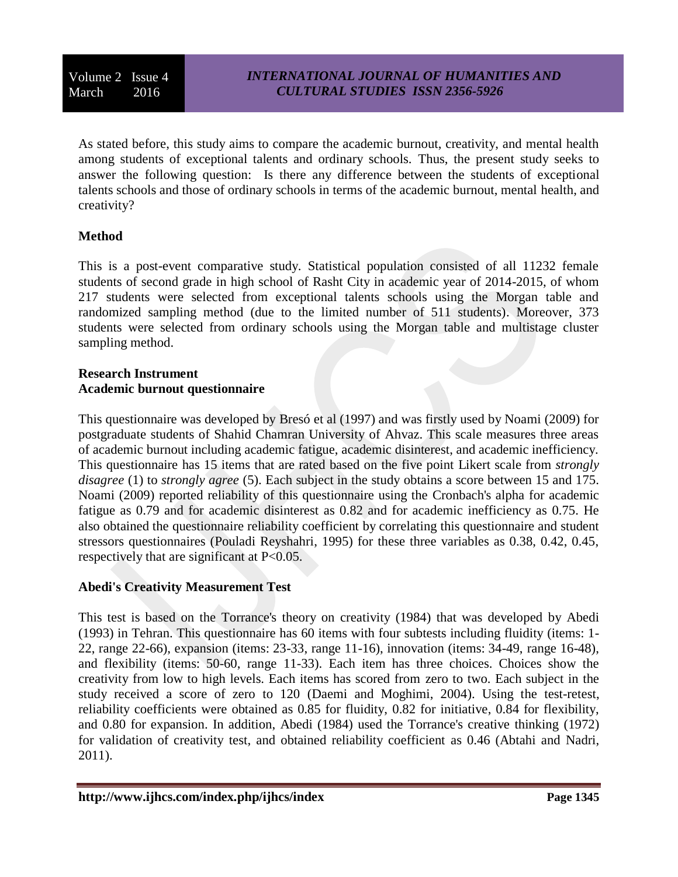As stated before, this study aims to compare the academic burnout, creativity, and mental health among students of exceptional talents and ordinary schools. Thus, the present study seeks to answer the following question: Is there any difference between the students of exceptional talents schools and those of ordinary schools in terms of the academic burnout, mental health, and creativity?

## Method

This is a post-event comparative study. Statistical population consisted of all 11232 female students of second grade in high school of Rasht City in academic year of 2014-2015, of whom 217 students were selected from exceptional talents schools using the Morgan table and randomized sampling method (due to the limited number of 511 students). Moreover, 373 students were selected from ordinary schools using the Morgan table and multistage cluster sampling method.

## Research Instrument

### Academic burnout questionnaire

This questionnaire was developed by Bresó et al (1997) and was firstly used by Noami (2009) for postgraduate students of Shahid Chamran University of Ahvaz. This scale measures three areas of academic burnout including academic fatigue, academic disinterest, and academic inefficiency. This questionnaire has 15 items that are rated based on the five point Likert scale from *strongly disagree* (1) to *strongly agree* (5). Each subject in the study obtains a score between 15 and 175. Noami (2009) reported reliability of this questionnaire using the Cronbach's alpha for academic fatigue as 0.79 and for academic disinterest as 0.82 and for academic inefficiency as 0.75. He also obtained the questionnaire reliability coefficient by correlating this questionnaire and student stressors questionnaires (Pouladi Reyshahri, 1995) for these three variables as 0.38, 0.42, 0.45, respectively that are significant at $P<0.05$.

### Abedi's Creativity Measurement Test

This test is based on the Torrance's theory on creativity (1984) that was developed by Abedi (1993) in Tehran. This questionnaire has 60 items with four subtests including fluidity (items: 1-22, range 22-66), expansion (items: 23-33, range 11-16), innovation (items: 34-49, range 16-48), and flexibility (items: 50-60, range 11-33). Each item has three choices. Choices show the creativity from low to high levels. Each items has scored from zero to two. Each subject in the study received a score of zero to 120 (Daemi and Moghimi, 2004). Using the test-retest, reliability coefficients were obtained as 0.85 for fluidity, 0.82 for initiative, 0.84 for flexibility, and 0.80 for expansion. In addition, Abedi (1984) used the Torrance's creative thinking (1972) for validation of creativity test, and obtained reliability coefficient as 0.46 (Abtahi and Nadri, 2011).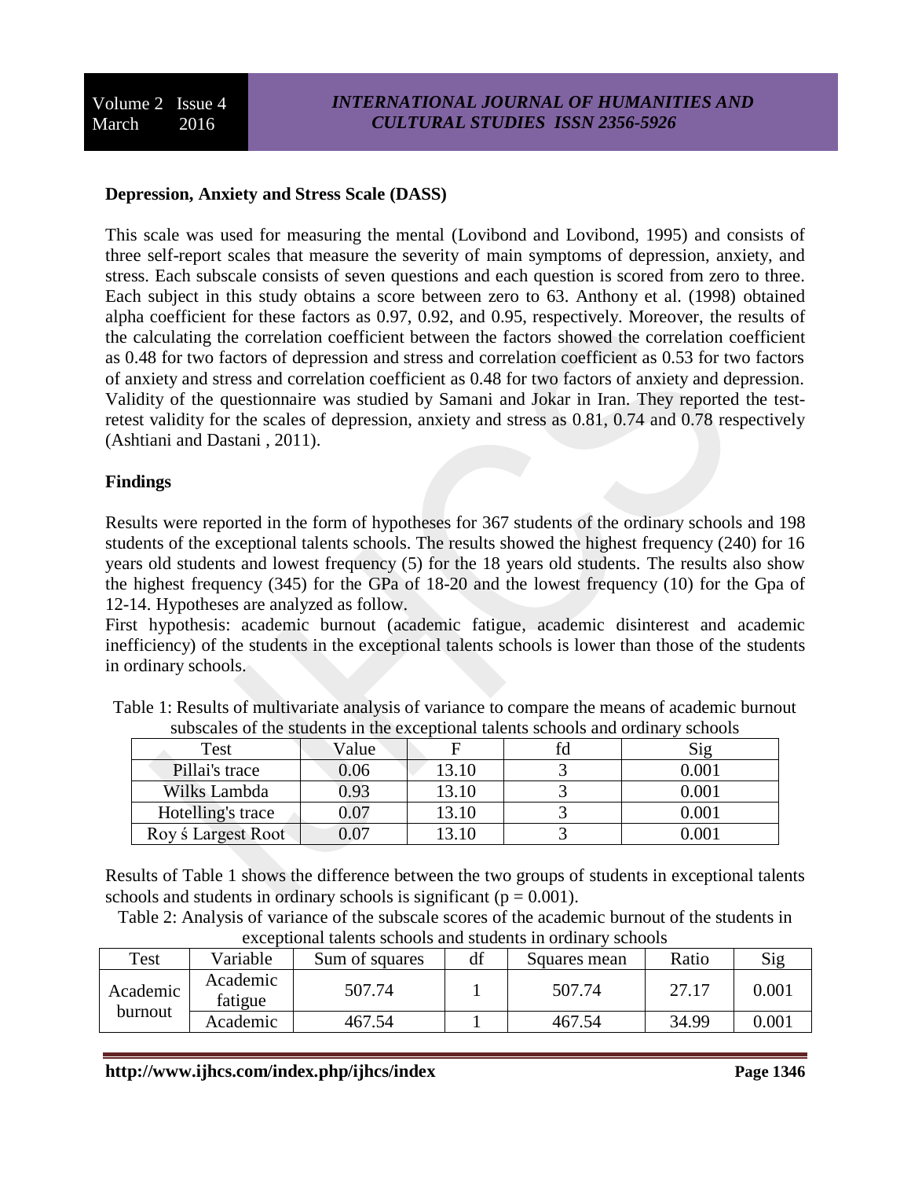**Depression, Anxiety and Stress Scale (DASS)**

This scale was used for measuring the mental (Lovibond and Lovibond, 1995) and consists of three self-report scales that measure the severity of main symptoms of depression, anxiety, and stress. Each subscale consists of seven questions and each question is scored from zero to three. Each subject in this study obtains a score between zero to 63. Anthony et al. (1998) obtained alpha coefficient for these factors as 0.97, 0.92, and 0.95, respectively. Moreover, the results of the calculating the correlation coefficient between the factors showed the correlation coefficient as 0.48 for two factors of depression and stress and correlation coefficient as 0.53 for two factors of anxiety and stress and correlation coefficient as 0.48 for two factors of anxiety and depression. Validity of the questionnaire was studied by Samani and Jokar in Iran. They reported the test-retest validity for the scales of depression, anxiety and stress as 0.81, 0.74 and 0.78 respectively (Ashtiani and Dastani , 2011).

**Findings**

Results were reported in the form of hypotheses for 367 students of the ordinary schools and 198 students of the exceptional talents schools. The results showed the highest frequency (240) for 16 years old students and lowest frequency (5) for the 18 years old students. The results also show the highest frequency (345) for the GPa of 18-20 and the lowest frequency (10) for the Gpa of 12-14. Hypotheses are analyzed as follow.

First hypothesis: academic burnout (academic fatigue, academic disinterest and academic inefficiency) of the students in the exceptional talents schools is lower than those of the students in ordinary schools.

Table 1: Results of multivariate analysis of variance to compare the means of academic burnout subscales of the students in the exceptional talents schools and ordinary schools

| Test | Value | F | fd | Sig |
|---|---|---|---|---|
| Pillai's trace | 0.06 | 13.10 | 3 | 0.001 |
| Wilks Lambda | 0.93 | 13.10 | 3 | 0.001 |
| Hotelling's trace | 0.07 | 13.10 | 3 | 0.001 |
| Roy ś Largest Root | 0.07 | 13.10 | 3 | 0.001 |

Results of Table 1 shows the difference between the two groups of students in exceptional talents schools and students in ordinary schools is significant ($p = 0.001$).

Table 2: Analysis of variance of the subscale scores of the academic burnout of the students in exceptional talents schools and students in ordinary schools

| Test | Variable | Sum of squares | df | Squares mean | Ratio | Sig |
|---|---|---|---|---|---|---|
| Academic burnout | Academic fatigue | 507.74 | 1 | 507.74 | 27.17 | 0.001 |
| | Academic | 467.54 | 1 | 467.54 | 34.99 | 0.001 |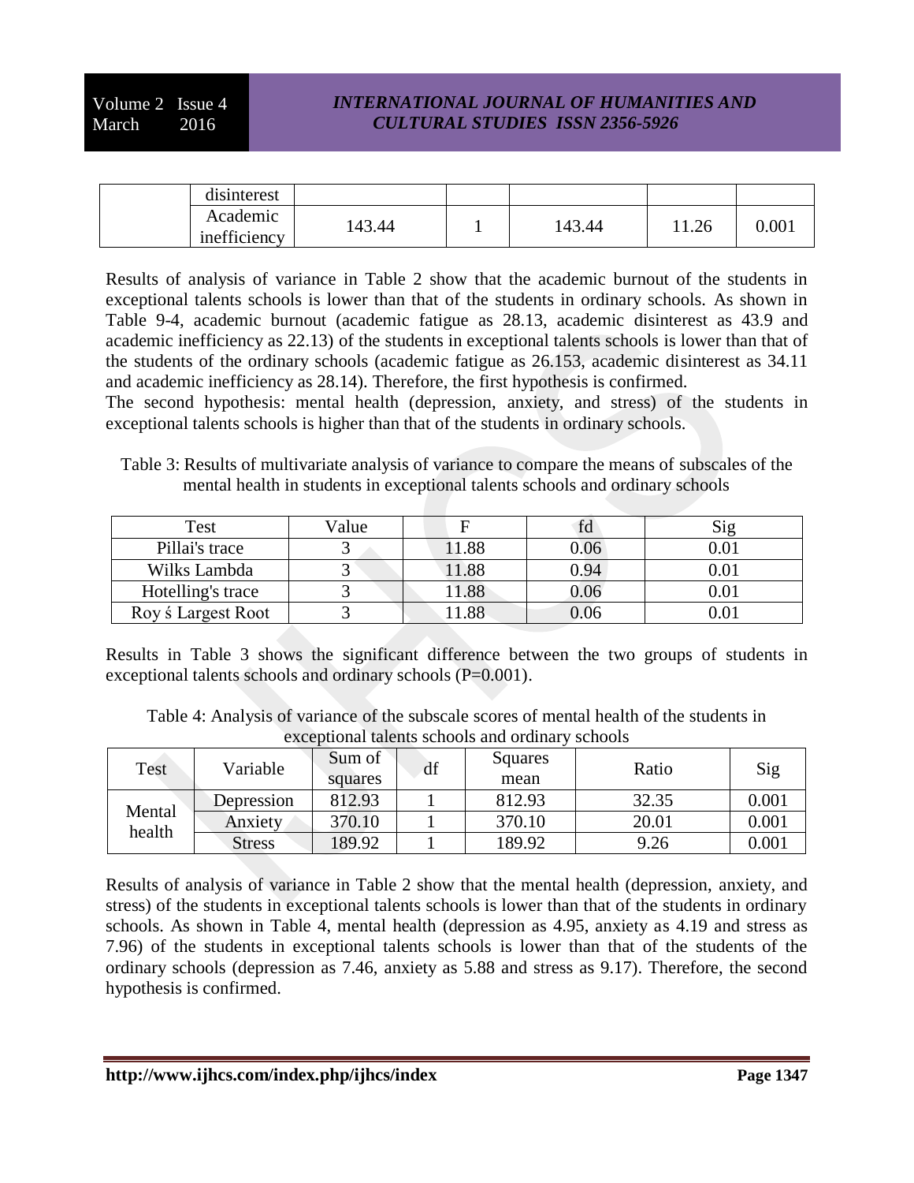| | disinterest | | | | | |
|---|---|---|---|---|---|---|
| | Academic inefficiency | 143.44 | 1 | 143.44 | 11.26 | 0.001 |

Results of analysis of variance in Table 2 show that the academic burnout of the students in exceptional talents schools is lower than that of the students in ordinary schools. As shown in Table 9-4, academic burnout (academic fatigue as 28.13, academic disinterest as 43.9 and academic inefficiency as 22.13) of the students in exceptional talents schools is lower than that of the students of the ordinary schools (academic fatigue as 26.153, academic disinterest as 34.11 and academic inefficiency as 28.14). Therefore, the first hypothesis is confirmed.

The second hypothesis: mental health (depression, anxiety, and stress) of the students in exceptional talents schools is higher than that of the students in ordinary schools.

Table 3: Results of multivariate analysis of variance to compare the means of subscales of the mental health in students in exceptional talents schools and ordinary schools

| Test | Value | F | fd | Sig |
|---|---|---|---|---|
| Pillai's trace | 3 | 11.88 | 0.06 | 0.01 |
| Wilks Lambda | 3 | 11.88 | 0.94 | 0.01 |
| Hotelling's trace | 3 | 11.88 | 0.06 | 0.01 |
| Roy ś Largest Root | 3 | 11.88 | 0.06 | 0.01 |

Results in Table 3 shows the significant difference between the two groups of students in exceptional talents schools and ordinary schools (P=0.001).

Table 4: Analysis of variance of the subscale scores of mental health of the students in exceptional talents schools and ordinary schools

| Test | Variable | Sum of squares | df | Squares mean | Ratio | Sig |
|---|---|---|---|---|---|---|
| Mental health | Depression | 812.93 | 1 | 812.93 | 32.35 | 0.001 |
| | Anxiety | 370.10 | 1 | 370.10 | 20.01 | 0.001 |
| | Stress | 189.92 | 1 | 189.92 | 9.26 | 0.001 |

Results of analysis of variance in Table 2 show that the mental health (depression, anxiety, and stress) of the students in exceptional talents schools is lower than that of the students in ordinary schools. As shown in Table 4, mental health (depression as 4.95, anxiety as 4.19 and stress as 7.96) of the students in exceptional talents schools is lower than that of the students of the ordinary schools (depression as 7.46, anxiety as 5.88 and stress as 9.17). Therefore, the second hypothesis is confirmed.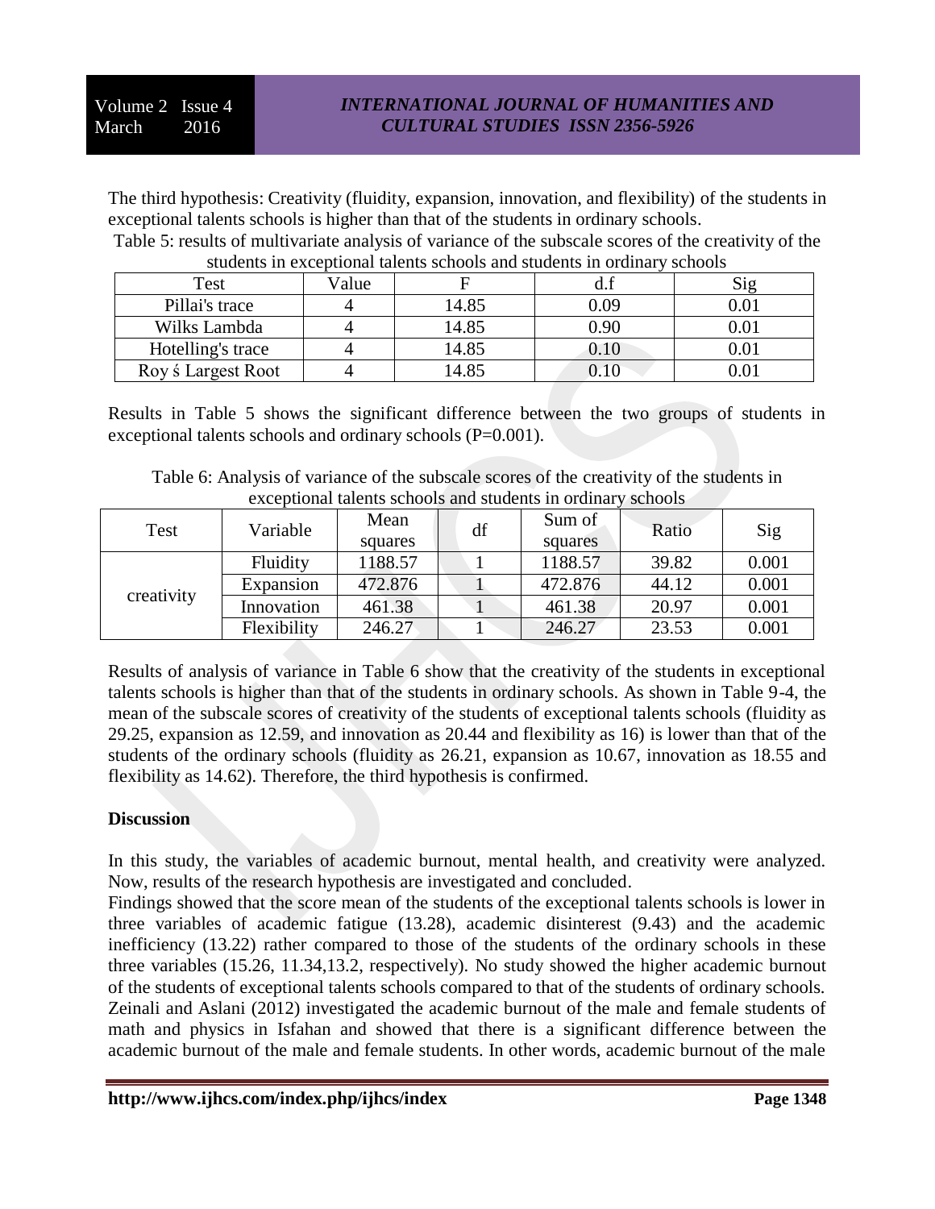The third hypothesis: Creativity (fluidity, expansion, innovation, and flexibility) of the students in exceptional talents schools is higher than that of the students in ordinary schools.

Table 5: results of multivariate analysis of variance of the subscale scores of the creativity of the students in exceptional talents schools and students in ordinary schools

| Test | Value | F | d.f | Sig |
|---|---|---|---|---|
| Pillai's trace | 4 | 14.85 | 0.09 | 0.01 |
| Wilks Lambda | 4 | 14.85 | 0.90 | 0.01 |
| Hotelling's trace | 4 | 14.85 | 0.10 | 0.01 |
| Roy ś Largest Root | 4 | 14.85 | 0.10 | 0.01 |

Results in Table 5 shows the significant difference between the two groups of students in exceptional talents schools and ordinary schools (P=0.001).

Table 6: Analysis of variance of the subscale scores of the creativity of the students in exceptional talents schools and students in ordinary schools

| Test | Variable | Mean squares | df | Sum of squares | Ratio | Sig |
|---|---|---|---|---|---|---|
| creativity | Fluidity | 1188.57 | 1 | 1188.57 | 39.82 | 0.001 |
| | Expansion | 472.876 | 1 | 472.876 | 44.12 | 0.001 |
| | Innovation | 461.38 | 1 | 461.38 | 20.97 | 0.001 |
| | Flexibility | 246.27 | 1 | 246.27 | 23.53 | 0.001 |

Results of analysis of variance in Table 6 show that the creativity of the students in exceptional talents schools is higher than that of the students in ordinary schools. As shown in Table 9-4, the mean of the subscale scores of creativity of the students of exceptional talents schools (fluidity as 29.25, expansion as 12.59, and innovation as 20.44 and flexibility as 16) is lower than that of the students of the ordinary schools (fluidity as 26.21, expansion as 10.67, innovation as 18.55 and flexibility as 14.62). Therefore, the third hypothesis is confirmed.

**Discussion**

In this study, the variables of academic burnout, mental health, and creativity were analyzed. Now, results of the research hypothesis are investigated and concluded.

Findings showed that the score mean of the students of the exceptional talents schools is lower in three variables of academic fatigue (13.28), academic disinterest (9.43) and the academic inefficiency (13.22) rather compared to those of the students of the ordinary schools in these three variables (15.26, 11.34,13.2, respectively). No study showed the higher academic burnout of the students of exceptional talents schools compared to that of the students of ordinary schools. Zeinali and Aslani (2012) investigated the academic burnout of the male and female students of math and physics in Isfahan and showed that there is a significant difference between the academic burnout of the male and female students. In other words, academic burnout of the male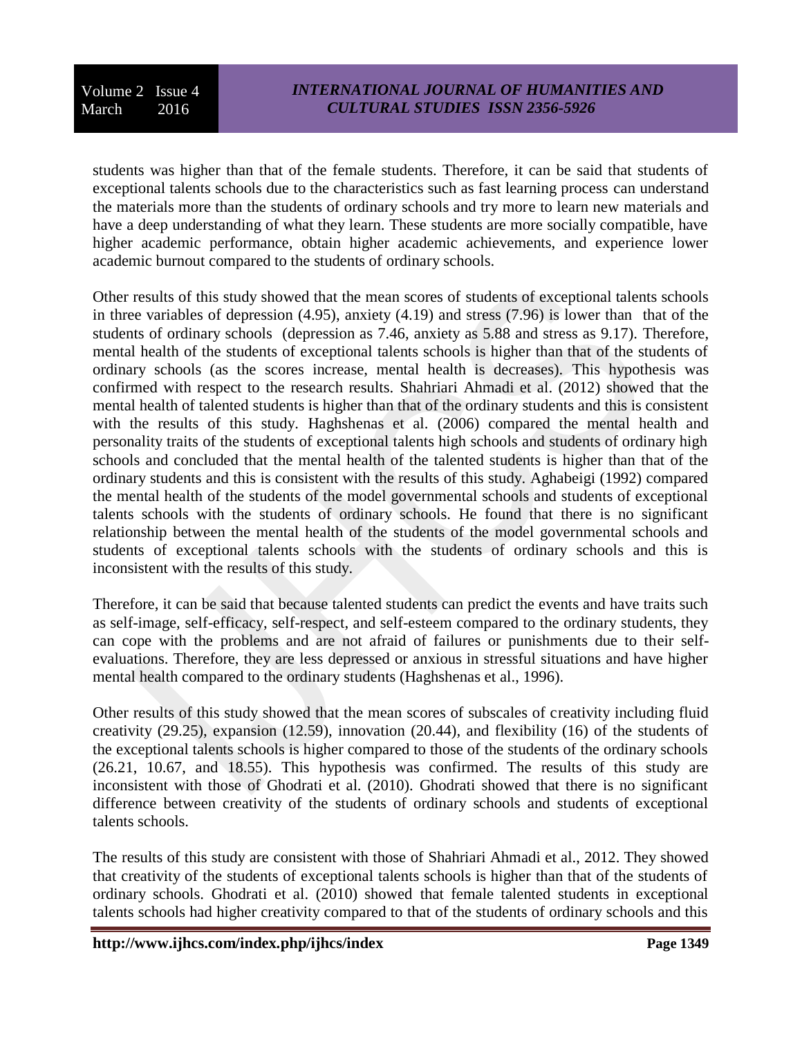students was higher than that of the female students. Therefore, it can be said that students of exceptional talents schools due to the characteristics such as fast learning process can understand the materials more than the students of ordinary schools and try more to learn new materials and have a deep understanding of what they learn. These students are more socially compatible, have higher academic performance, obtain higher academic achievements, and experience lower academic burnout compared to the students of ordinary schools.

Other results of this study showed that the mean scores of students of exceptional talents schools in three variables of depression (4.95), anxiety (4.19) and stress (7.96) is lower than that of the students of ordinary schools (depression as 7.46, anxiety as 5.88 and stress as 9.17). Therefore, mental health of the students of exceptional talents schools is higher than that of the students of ordinary schools (as the scores increase, mental health is decreases). This hypothesis was confirmed with respect to the research results. Shahriari Ahmadi et al. (2012) showed that the mental health of talented students is higher than that of the ordinary students and this is consistent with the results of this study. Haghshenas et al. (2006) compared the mental health and personality traits of the students of exceptional talents high schools and students of ordinary high schools and concluded that the mental health of the talented students is higher than that of the ordinary students and this is consistent with the results of this study. Aghabeigi (1992) compared the mental health of the students of the model governmental schools and students of exceptional talents schools with the students of ordinary schools. He found that there is no significant relationship between the mental health of the students of the model governmental schools and students of exceptional talents schools with the students of ordinary schools and this is inconsistent with the results of this study.

Therefore, it can be said that because talented students can predict the events and have traits such as self-image, self-efficacy, self-respect, and self-esteem compared to the ordinary students, they can cope with the problems and are not afraid of failures or punishments due to their self-evaluations. Therefore, they are less depressed or anxious in stressful situations and have higher mental health compared to the ordinary students (Haghshenas et al., 1996).

Other results of this study showed that the mean scores of subscales of creativity including fluid creativity (29.25), expansion (12.59), innovation (20.44), and flexibility (16) of the students of the exceptional talents schools is higher compared to those of the students of the ordinary schools (26.21, 10.67, and 18.55). This hypothesis was confirmed. The results of this study are inconsistent with those of Ghodrati et al. (2010). Ghodrati showed that there is no significant difference between creativity of the students of ordinary schools and students of exceptional talents schools.

The results of this study are consistent with those of Shahriari Ahmadi et al., 2012. They showed that creativity of the students of exceptional talents schools is higher than that of the students of ordinary schools. Ghodrati et al. (2010) showed that female talented students in exceptional talents schools had higher creativity compared to that of the students of ordinary schools and this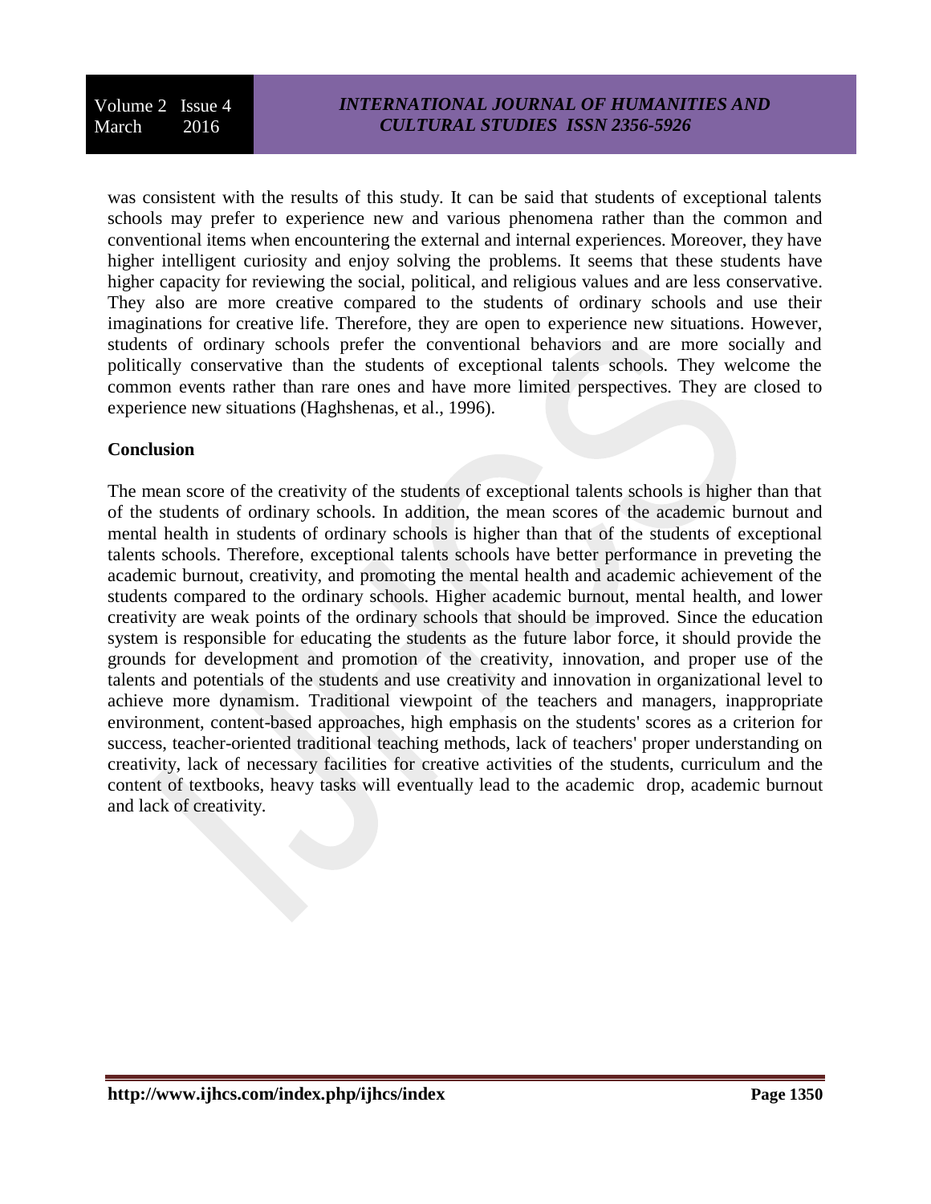was consistent with the results of this study. It can be said that students of exceptional talents schools may prefer to experience new and various phenomena rather than the common and conventional items when encountering the external and internal experiences. Moreover, they have higher intelligent curiosity and enjoy solving the problems. It seems that these students have higher capacity for reviewing the social, political, and religious values and are less conservative. They also are more creative compared to the students of ordinary schools and use their imaginations for creative life. Therefore, they are open to experience new situations. However, students of ordinary schools prefer the conventional behaviors and are more socially and politically conservative than the students of exceptional talents schools. They welcome the common events rather than rare ones and have more limited perspectives. They are closed to experience new situations (Haghshenas, et al., 1996).

**Conclusion**

The mean score of the creativity of the students of exceptional talents schools is higher than that of the students of ordinary schools. In addition, the mean scores of the academic burnout and mental health in students of ordinary schools is higher than that of the students of exceptional talents schools. Therefore, exceptional talents schools have better performance in preveting the academic burnout, creativity, and promoting the mental health and academic achievement of the students compared to the ordinary schools. Higher academic burnout, mental health, and lower creativity are weak points of the ordinary schools that should be improved. Since the education system is responsible for educating the students as the future labor force, it should provide the grounds for development and promotion of the creativity, innovation, and proper use of the talents and potentials of the students and use creativity and innovation in organizational level to achieve more dynamism. Traditional viewpoint of the teachers and managers, inappropriate environment, content-based approaches, high emphasis on the students' scores as a criterion for success, teacher-oriented traditional teaching methods, lack of teachers' proper understanding on creativity, lack of necessary facilities for creative activities of the students, curriculum and the content of textbooks, heavy tasks will eventually lead to the academic drop, academic burnout and lack of creativity.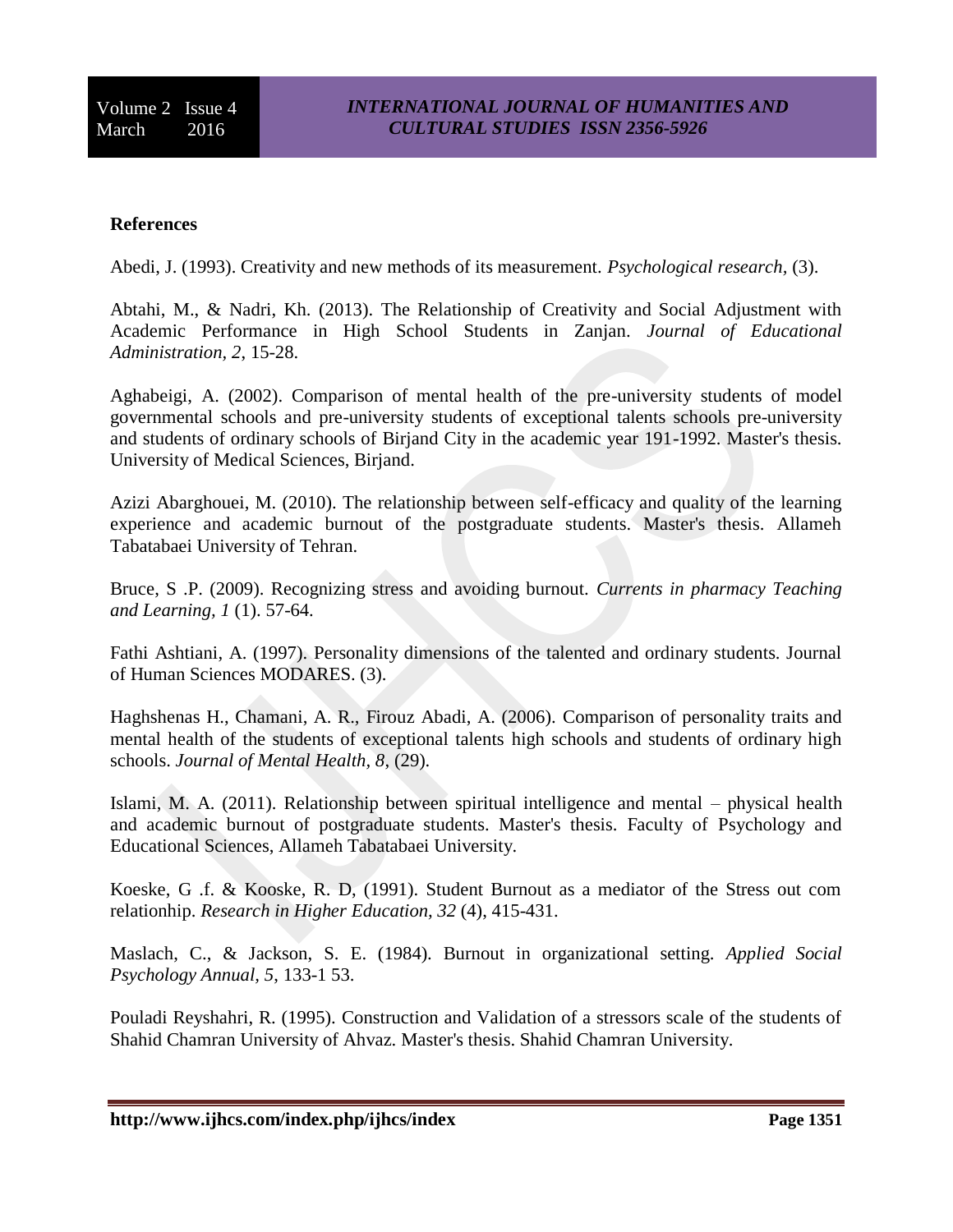**References**

Abedi, J. (1993). Creativity and new methods of its measurement. *Psychological research*, (3).

Abtahi, M., & Nadri, Kh. (2013). The Relationship of Creativity and Social Adjustment with Academic Performance in High School Students in Zanjan. *Journal of Educational Administration, 2*, 15-28.

Aghabeigi, A. (2002). Comparison of mental health of the pre-university students of model governmental schools and pre-university students of exceptional talents schools pre-university and students of ordinary schools of Birjand City in the academic year 191-1992. Master's thesis. University of Medical Sciences, Birjand.

Azizi Abarghouei, M. (2010). The relationship between self-efficacy and quality of the learning experience and academic burnout of the postgraduate students. Master's thesis. Allameh Tabatabaei University of Tehran.

Bruce, S .P. (2009). Recognizing stress and avoiding burnout. *Currents in pharmacy Teaching and Learning, 1* (1). 57-64.

Fathi Ashtiani, A. (1997). Personality dimensions of the talented and ordinary students. Journal of Human Sciences MODARES. (3).

Haghshenas H., Chamani, A. R., Firouz Abadi, A. (2006). Comparison of personality traits and mental health of the students of exceptional talents high schools and students of ordinary high schools. *Journal of Mental Health, 8*, (29).

Islami, M. A. (2011). Relationship between spiritual intelligence and mental – physical health and academic burnout of postgraduate students. Master's thesis. Faculty of Psychology and Educational Sciences, Allameh Tabatabaei University.

Koeske, G .f. & Kooske, R. D, (1991). Student Burnout as a mediator of the Stress out com relationhip. *Research in Higher Education, 32* (4), 415-431.

Maslach, C., & Jackson, S. E. (1984). Burnout in organizational setting. *Applied Social Psychology Annual, 5*, 133-1 53.

Pouladi Reyshahri, R. (1995). Construction and Validation of a stressors scale of the students of Shahid Chamran University of Ahvaz. Master's thesis. Shahid Chamran University.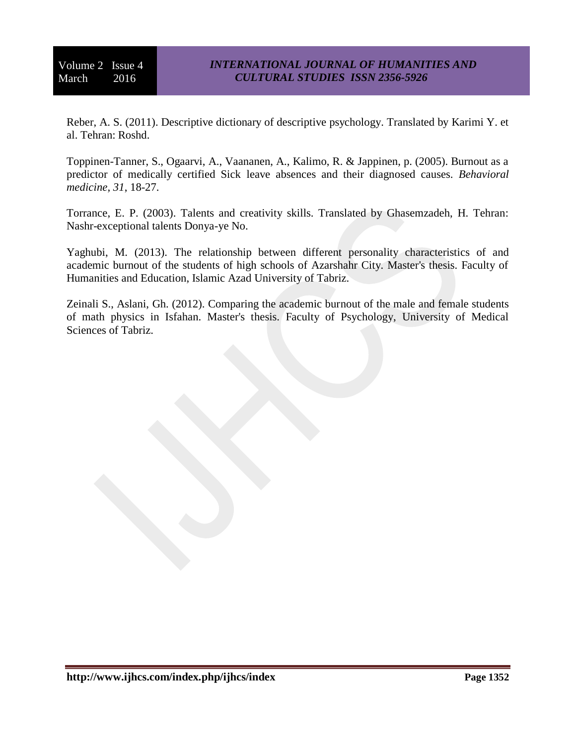Reber, A. S. (2011). Descriptive dictionary of descriptive psychology. Translated by Karimi Y. et al. Tehran: Roshd.

Toppinen-Tanner, S., Ogaarvi, A., Vaananen, A., Kalimo, R. & Jappinen, p. (2005). Burnout as a predictor of medically certified Sick leave absences and their diagnosed causes. *Behavioral medicine, 31*, 18-27.

Torrance, E. P. (2003). Talents and creativity skills. Translated by Ghasemzadeh, H. Tehran: Nashr-exceptional talents Donya-ye No.

Yaghubi, M. (2013). The relationship between different personality characteristics of and academic burnout of the students of high schools of Azarshahr City. Master's thesis. Faculty of Humanities and Education, Islamic Azad University of Tabriz.

Zeinali S., Aslani, Gh. (2012). Comparing the academic burnout of the male and female students of math physics in Isfahan. Master's thesis. Faculty of Psychology, University of Medical Sciences of Tabriz.